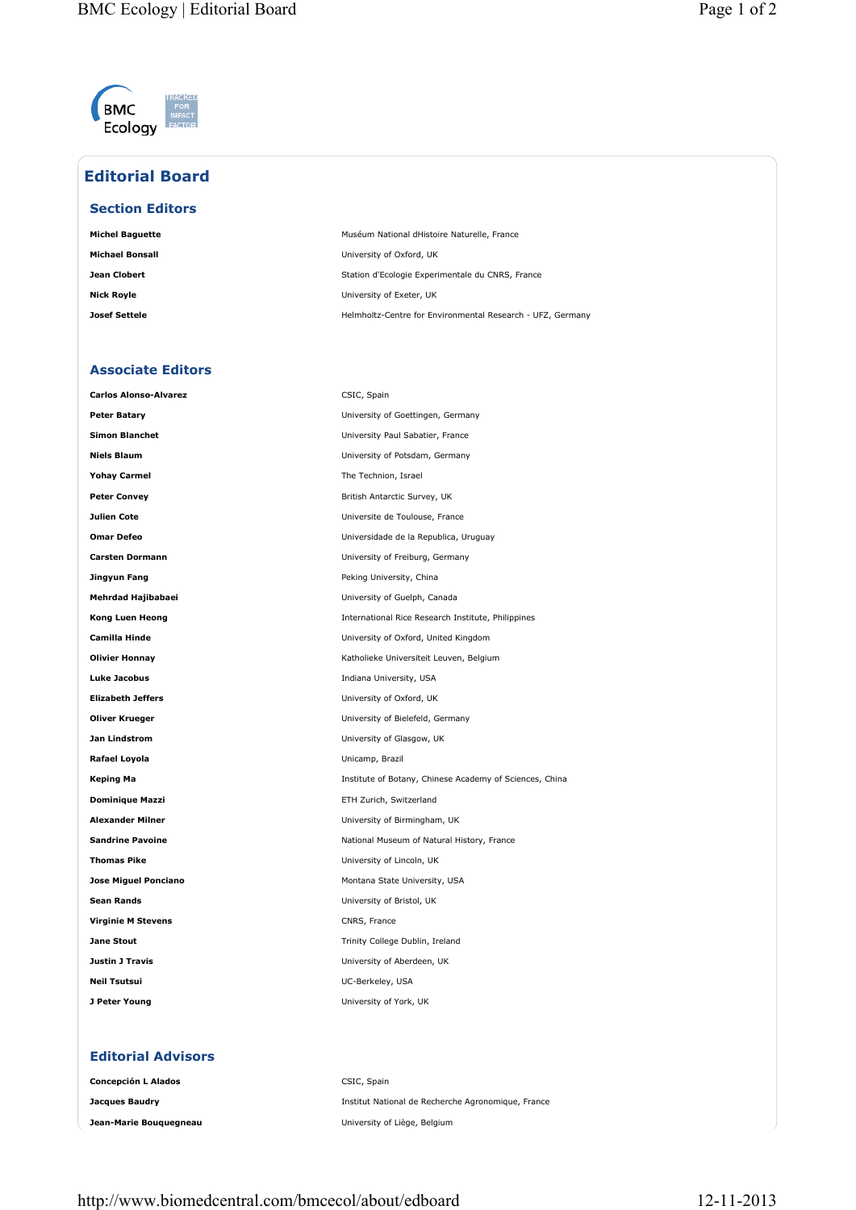# Editorial Board

## Section Editors

| | |
|---|---|
| **Michel Baguette** | Muséum National dHistoire Naturelle, France |
| **Michael Bonsall** | University of Oxford, UK |
| **Jean Clobert** | Station d'Ecologie Experimentale du CNRS, France |
| **Nick Royle** | University of Exeter, UK |
| **Josef Settele** | Helmholtz-Centre for Environmental Research - UFZ, Germany |

## Associate Editors

| | |
|---|---|
| **Carlos Alonso-Alvarez** | CSIC, Spain |
| **Peter Batary** | University of Goettingen, Germany |
| **Simon Blanchet** | University Paul Sabatier, France |
| **Niels Blaum** | University of Potsdam, Germany |
| **Yohay Carmel** | The Technion, Israel |
| **Peter Convey** | British Antarctic Survey, UK |
| **Julien Cote** | Universite de Toulouse, France |
| **Omar Defeo** | Universidade de la Republica, Uruguay |
| **Carsten Dormann** | University of Freiburg, Germany |
| **Jingyun Fang** | Peking University, China |
| **Mehrdad Hajibabaei** | University of Guelph, Canada |
| **Kong Luen Heong** | International Rice Research Institute, Philippines |
| **Camilla Hinde** | University of Oxford, United Kingdom |
| **Olivier Honnay** | Katholieke Universiteit Leuven, Belgium |
| **Luke Jacobus** | Indiana University, USA |
| **Elizabeth Jeffers** | University of Oxford, UK |
| **Oliver Krueger** | University of Bielefeld, Germany |
| **Jan Lindstrom** | University of Glasgow, UK |
| **Rafael Loyola** | Unicamp, Brazil |
| **Keping Ma** | Institute of Botany, Chinese Academy of Sciences, China |
| **Dominique Mazzi** | ETH Zurich, Switzerland |
| **Alexander Milner** | University of Birmingham, UK |
| **Sandrine Pavoine** | National Museum of Natural History, France |
| **Thomas Pike** | University of Lincoln, UK |
| **Jose Miguel Ponciano** | Montana State University, USA |
| **Sean Rands** | University of Bristol, UK |
| **Virginie M Stevens** | CNRS, France |
| **Jane Stout** | Trinity College Dublin, Ireland |
| **Justin J Travis** | University of Aberdeen, UK |
| **Neil Tsutsui** | UC-Berkeley, USA |
| **J Peter Young** | University of York, UK |

## Editorial Advisors

| | |
|---|---|
| **Concepción L Alados** | CSIC, Spain |
| **Jacques Baudry** | Institut National de Recherche Agronomique, France |
| **Jean-Marie Bouquegneau** | University of Liège, Belgium |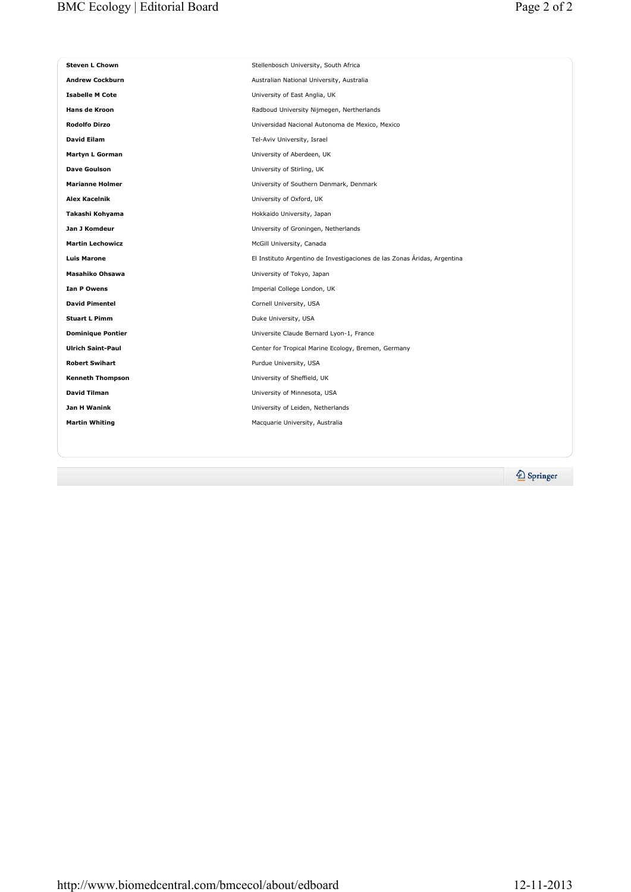| | |
|---|---|
| **Steven L Chown** | Stellenbosch University, South Africa |
| **Andrew Cockburn** | Australian National University, Australia |
| **Isabelle M Cote** | University of East Anglia, UK |
| **Hans de Kroon** | Radboud University Nijmegen, Nertherlands |
| **Rodolfo Dirzo** | Universidad Nacional Autonoma de Mexico, Mexico |
| **David Eilam** | Tel-Aviv University, Israel |
| **Martyn L Gorman** | University of Aberdeen, UK |
| **Dave Goulson** | University of Stirling, UK |
| **Marianne Holmer** | University of Southern Denmark, Denmark |
| **Alex Kacelnik** | University of Oxford, UK |
| **Takashi Kohyama** | Hokkaido University, Japan |
| **Jan J Komdeur** | University of Groningen, Netherlands |
| **Martin Lechowicz** | McGill University, Canada |
| **Luis Marone** | El Instituto Argentino de Investigaciones de las Zonas Áridas, Argentina |
| **Masahiko Ohsawa** | University of Tokyo, Japan |
| **Ian P Owens** | Imperial College London, UK |
| **David Pimentel** | Cornell University, USA |
| **Stuart L Pimm** | Duke University, USA |
| **Dominique Pontier** | Universite Claude Bernard Lyon-1, France |
| **Ulrich Saint-Paul** | Center for Tropical Marine Ecology, Bremen, Germany |
| **Robert Swihart** | Purdue University, USA |
| **Kenneth Thompson** | University of Sheffield, UK |
| **David Tilman** | University of Minnesota, USA |
| **Jan H Wanink** | University of Leiden, Netherlands |
| **Martin Whiting** | Macquarie University, Australia |

Springer